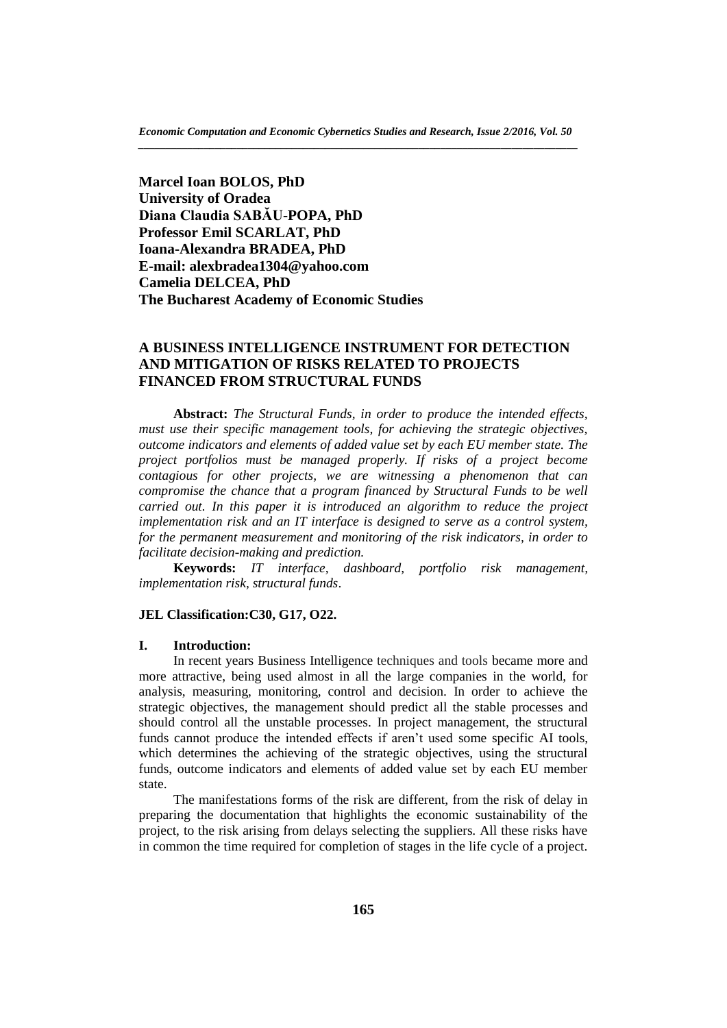**Marcel Ioan BOLOS, PhD**
**University of Oradea**
**Diana Claudia SABĂU-POPA, PhD**
**Professor Emil SCARLAT, PhD**
**Ioana-Alexandra BRADEA, PhD**
**E-mail: alexbradea1304@yahoo.com**
**Camelia DELCEA, PhD**
**The Bucharest Academy of Economic Studies**

# A BUSINESS INTELLIGENCE INSTRUMENT FOR DETECTION AND MITIGATION OF RISKS RELATED TO PROJECTS FINANCED FROM STRUCTURAL FUNDS

**Abstract:** *The Structural Funds, in order to produce the intended effects, must use their specific management tools, for achieving the strategic objectives, outcome indicators and elements of added value set by each EU member state. The project portfolios must be managed properly. If risks of a project become contagious for other projects, we are witnessing a phenomenon that can compromise the chance that a program financed by Structural Funds to be well carried out. In this paper it is introduced an algorithm to reduce the project implementation risk and an IT interface is designed to serve as a control system, for the permanent measurement and monitoring of the risk indicators, in order to facilitate decision-making and prediction.*

**Keywords:** *IT interface, dashboard, portfolio risk management, implementation risk, structural funds*.

**JEL Classification:C30, G17, O22.**

## I. Introduction:

In recent years Business Intelligence techniques and tools became more and more attractive, being used almost in all the large companies in the world, for analysis, measuring, monitoring, control and decision. In order to achieve the strategic objectives, the management should predict all the stable processes and should control all the unstable processes. In project management, the structural funds cannot produce the intended effects if aren't used some specific AI tools, which determines the achieving of the strategic objectives, using the structural funds, outcome indicators and elements of added value set by each EU member state.

The manifestations forms of the risk are different, from the risk of delay in preparing the documentation that highlights the economic sustainability of the project, to the risk arising from delays selecting the suppliers. All these risks have in common the time required for completion of stages in the life cycle of a project.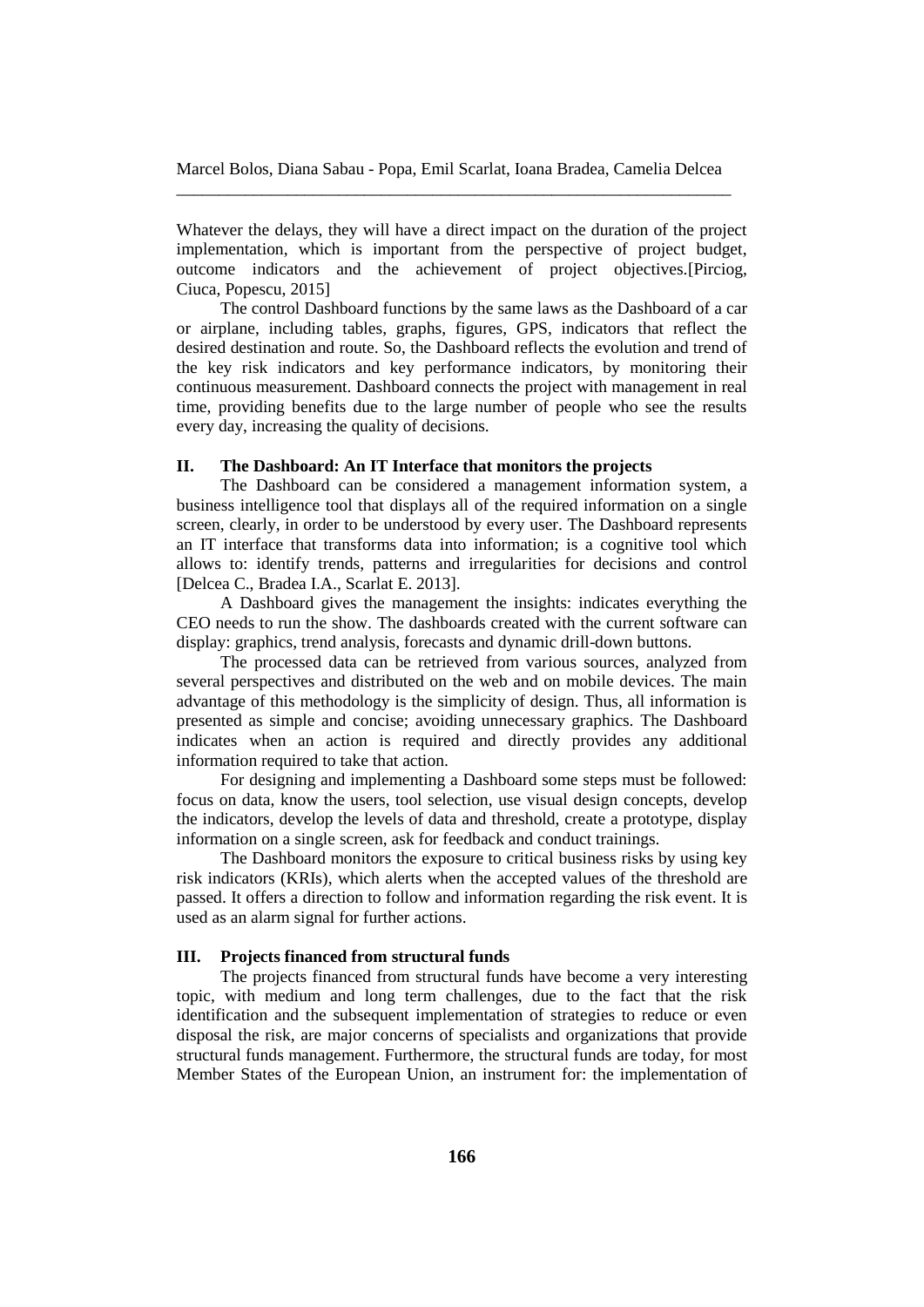Whatever the delays, they will have a direct impact on the duration of the project implementation, which is important from the perspective of project budget, outcome indicators and the achievement of project objectives.[Pirciog, Ciuca, Popescu, 2015]

The control Dashboard functions by the same laws as the Dashboard of a car or airplane, including tables, graphs, figures, GPS, indicators that reflect the desired destination and route. So, the Dashboard reflects the evolution and trend of the key risk indicators and key performance indicators, by monitoring their continuous measurement. Dashboard connects the project with management in real time, providing benefits due to the large number of people who see the results every day, increasing the quality of decisions.

## II. The Dashboard: An IT Interface that monitors the projects

The Dashboard can be considered a management information system, a business intelligence tool that displays all of the required information on a single screen, clearly, in order to be understood by every user. The Dashboard represents an IT interface that transforms data into information; is a cognitive tool which allows to: identify trends, patterns and irregularities for decisions and control [Delcea C., Bradea I.A., Scarlat E. 2013].

A Dashboard gives the management the insights: indicates everything the CEO needs to run the show. The dashboards created with the current software can display: graphics, trend analysis, forecasts and dynamic drill-down buttons.

The processed data can be retrieved from various sources, analyzed from several perspectives and distributed on the web and on mobile devices. The main advantage of this methodology is the simplicity of design. Thus, all information is presented as simple and concise; avoiding unnecessary graphics. The Dashboard indicates when an action is required and directly provides any additional information required to take that action.

For designing and implementing a Dashboard some steps must be followed: focus on data, know the users, tool selection, use visual design concepts, develop the indicators, develop the levels of data and threshold, create a prototype, display information on a single screen, ask for feedback and conduct trainings.

The Dashboard monitors the exposure to critical business risks by using key risk indicators (KRIs), which alerts when the accepted values of the threshold are passed. It offers a direction to follow and information regarding the risk event. It is used as an alarm signal for further actions.

## III. Projects financed from structural funds

The projects financed from structural funds have become a very interesting topic, with medium and long term challenges, due to the fact that the risk identification and the subsequent implementation of strategies to reduce or even disposal the risk, are major concerns of specialists and organizations that provide structural funds management. Furthermore, the structural funds are today, for most Member States of the European Union, an instrument for: the implementation of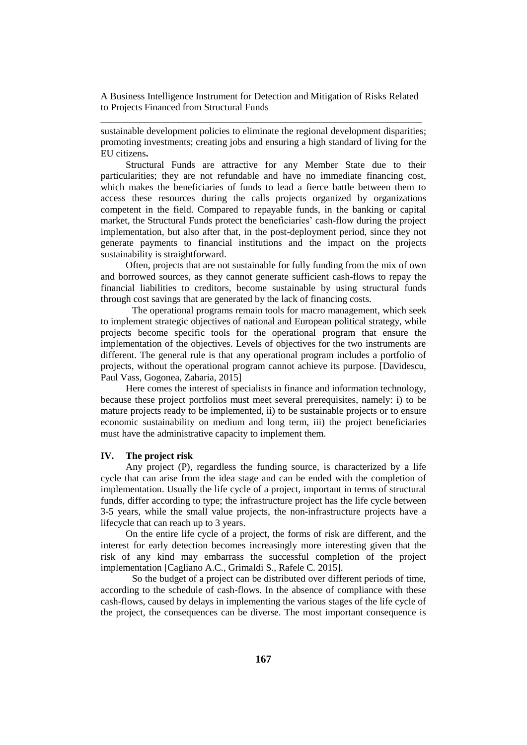sustainable development policies to eliminate the regional development disparities; promoting investments; creating jobs and ensuring a high standard of living for the EU citizens**.**

Structural Funds are attractive for any Member State due to their particularities; they are not refundable and have no immediate financing cost, which makes the beneficiaries of funds to lead a fierce battle between them to access these resources during the calls projects organized by organizations competent in the field. Compared to repayable funds, in the banking or capital market, the Structural Funds protect the beneficiaries' cash-flow during the project implementation, but also after that, in the post-deployment period, since they not generate payments to financial institutions and the impact on the projects sustainability is straightforward.

Often, projects that are not sustainable for fully funding from the mix of own and borrowed sources, as they cannot generate sufficient cash-flows to repay the financial liabilities to creditors, become sustainable by using structural funds through cost savings that are generated by the lack of financing costs.

The operational programs remain tools for macro management, which seek to implement strategic objectives of national and European political strategy, while projects become specific tools for the operational program that ensure the implementation of the objectives. Levels of objectives for the two instruments are different. The general rule is that any operational program includes a portfolio of projects, without the operational program cannot achieve its purpose. [Davidescu, Paul Vass, Gogonea, Zaharia, 2015]

Here comes the interest of specialists in finance and information technology, because these project portfolios must meet several prerequisites, namely: i) to be mature projects ready to be implemented, ii) to be sustainable projects or to ensure economic sustainability on medium and long term, iii) the project beneficiaries must have the administrative capacity to implement them.

## IV. The project risk

Any project (P), regardless the funding source, is characterized by a life cycle that can arise from the idea stage and can be ended with the completion of implementation. Usually the life cycle of a project, important in terms of structural funds, differ according to type; the infrastructure project has the life cycle between 3-5 years, while the small value projects, the non-infrastructure projects have a lifecycle that can reach up to 3 years.

On the entire life cycle of a project, the forms of risk are different, and the interest for early detection becomes increasingly more interesting given that the risk of any kind may embarrass the successful completion of the project implementation [Cagliano A.C., Grimaldi S., Rafele C. 2015].

So the budget of a project can be distributed over different periods of time, according to the schedule of cash-flows. In the absence of compliance with these cash-flows, caused by delays in implementing the various stages of the life cycle of the project, the consequences can be diverse. The most important consequence is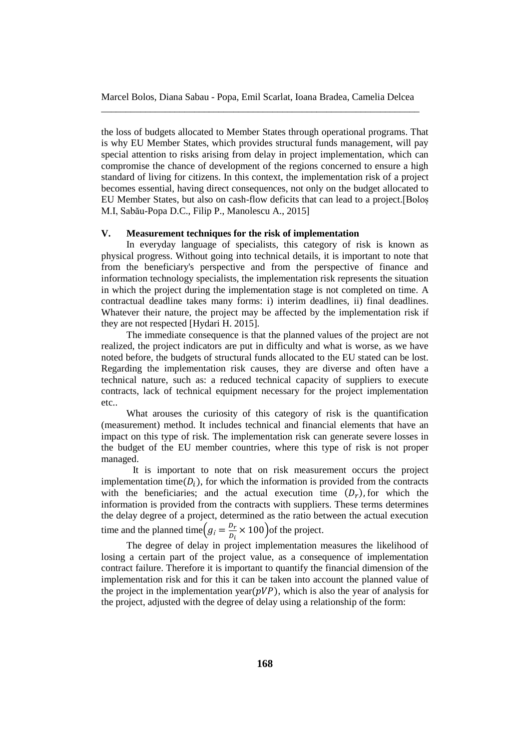the loss of budgets allocated to Member States through operational programs. That is why EU Member States, which provides structural funds management, will pay special attention to risks arising from delay in project implementation, which can compromise the chance of development of the regions concerned to ensure a high standard of living for citizens. In this context, the implementation risk of a project becomes essential, having direct consequences, not only on the budget allocated to EU Member States, but also on cash-flow deficits that can lead to a project.[Boloș M.I, Sabău-Popa D.C., Filip P., Manolescu A., 2015]

## V. Measurement techniques for the risk of implementation

In everyday language of specialists, this category of risk is known as physical progress. Without going into technical details, it is important to note that from the beneficiary's perspective and from the perspective of finance and information technology specialists, the implementation risk represents the situation in which the project during the implementation stage is not completed on time. A contractual deadline takes many forms: i) interim deadlines, ii) final deadlines. Whatever their nature, the project may be affected by the implementation risk if they are not respected [Hydari H. 2015].

The immediate consequence is that the planned values of the project are not realized, the project indicators are put in difficulty and what is worse, as we have noted before, the budgets of structural funds allocated to the EU stated can be lost. Regarding the implementation risk causes, they are diverse and often have a technical nature, such as: a reduced technical capacity of suppliers to execute contracts, lack of technical equipment necessary for the project implementation etc..

What arouses the curiosity of this category of risk is the quantification (measurement) method. It includes technical and financial elements that have an impact on this type of risk. The implementation risk can generate severe losses in the budget of the EU member countries, where this type of risk is not proper managed.

It is important to note that on risk measurement occurs the project implementation time($D_i$), for which the information is provided from the contracts with the beneficiaries; and the actual execution time ($D_r$), for which the information is provided from the contracts with suppliers. These terms determines the delay degree of a project, determined as the ratio between the actual execution time and the planned time$\left(g_i = \frac{D_r}{D_i} \times 100\right)$of the project.

The degree of delay in project implementation measures the likelihood of losing a certain part of the project value, as a consequence of implementation contract failure. Therefore it is important to quantify the financial dimension of the implementation risk and for this it can be taken into account the planned value of the project in the implementation year($pVP$), which is also the year of analysis for the project, adjusted with the degree of delay using a relationship of the form: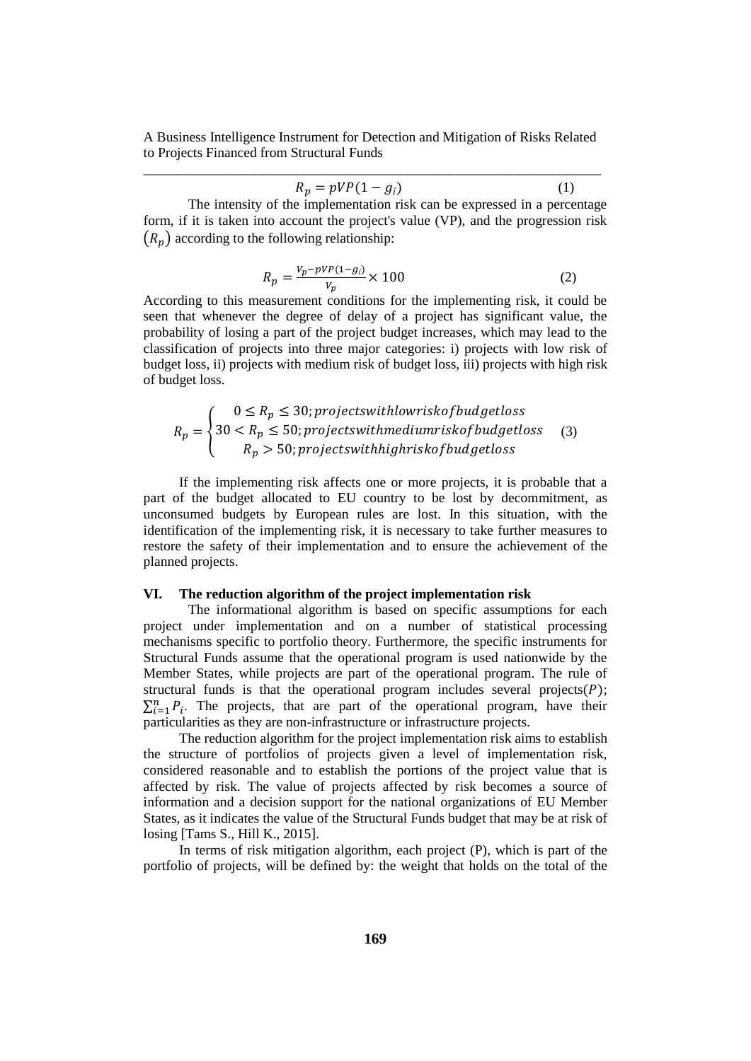$$R_p = pVP(1 - g_i) \quad (1)$$

The intensity of the implementation risk can be expressed in a percentage form, if it is taken into account the project's value (VP), and the progression risk $(R_p)$ according to the following relationship:

$$R_p = \frac{V_p - pVP(1-g_i)}{V_p} \times 100 \quad (2)$$

According to this measurement conditions for the implementing risk, it could be seen that whenever the degree of delay of a project has significant value, the probability of losing a part of the project budget increases, which may lead to the classification of projects into three major categories: i) projects with low risk of budget loss, ii) projects with medium risk of budget loss, iii) projects with high risk of budget loss.

$$R_p = \begin{cases} 0 \leq R_p \leq 30; projectswithlowriskofbudgetloss \\ 30 < R_p \leq 50; projectswithmediumriskofbudgetloss \\ R_p > 50; projectswithhighriskofbudgetloss \end{cases} \quad (3)$$

If the implementing risk affects one or more projects, it is probable that a part of the budget allocated to EU country to be lost by decommitment, as unconsumed budgets by European rules are lost. In this situation, with the identification of the implementing risk, it is necessary to take further measures to restore the safety of their implementation and to ensure the achievement of the planned projects.

## VI. The reduction algorithm of the project implementation risk

The informational algorithm is based on specific assumptions for each project under implementation and on a number of statistical processing mechanisms specific to portfolio theory. Furthermore, the specific instruments for Structural Funds assume that the operational program is used nationwide by the Member States, while projects are part of the operational program. The rule of structural funds is that the operational program includes several projects$(P)$; $\sum_{i=1}^{n} P_i$. The projects, that are part of the operational program, have their particularities as they are non-infrastructure or infrastructure projects.

The reduction algorithm for the project implementation risk aims to establish the structure of portfolios of projects given a level of implementation risk, considered reasonable and to establish the portions of the project value that is affected by risk. The value of projects affected by risk becomes a source of information and a decision support for the national organizations of EU Member States, as it indicates the value of the Structural Funds budget that may be at risk of losing [Tams S., Hill K., 2015].

In terms of risk mitigation algorithm, each project (P), which is part of the portfolio of projects, will be defined by: the weight that holds on the total of the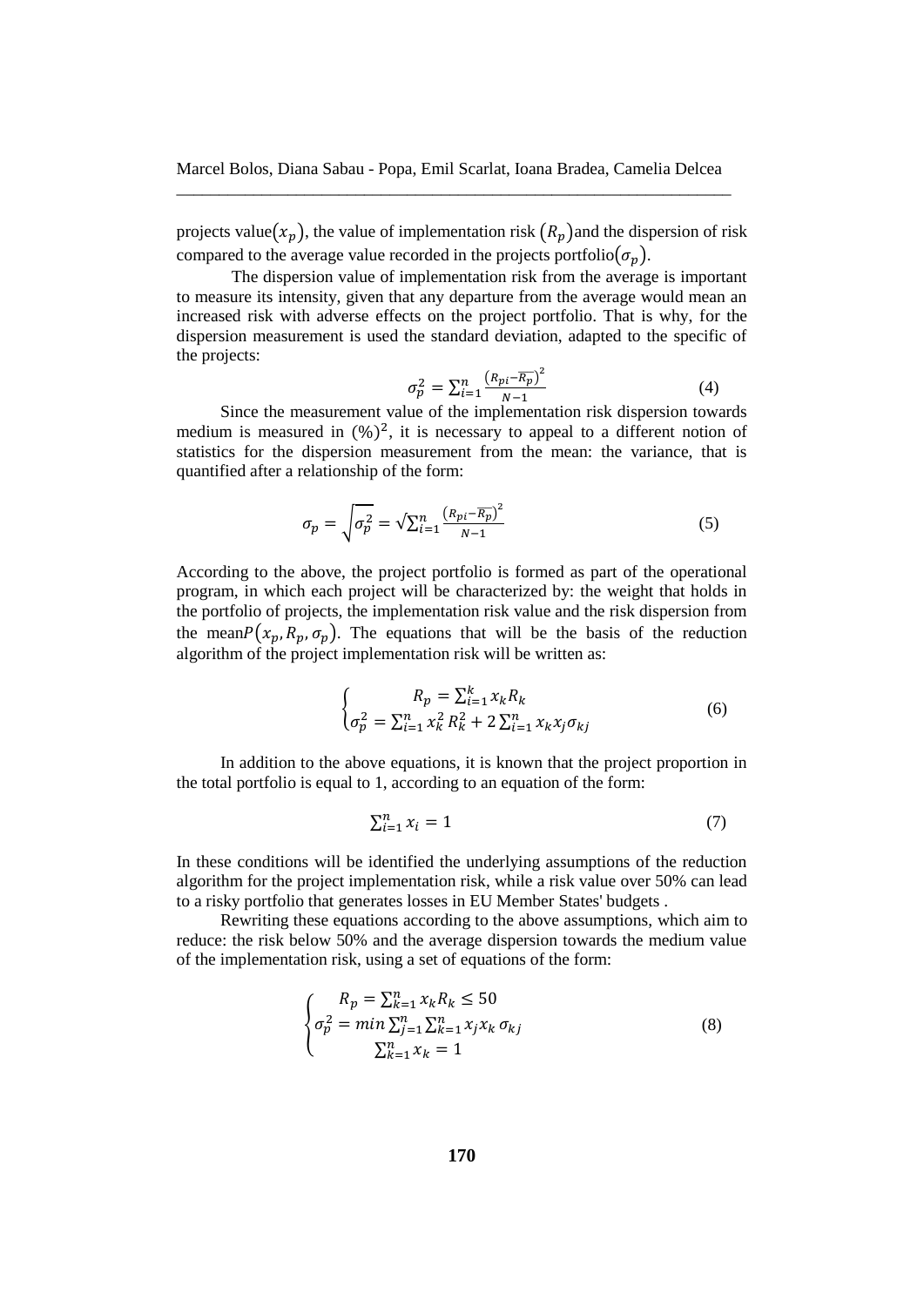projects value$(x_p)$, the value of implementation risk $(R_p)$and the dispersion of risk compared to the average value recorded in the projects portfolio$(\sigma_p)$.

The dispersion value of implementation risk from the average is important to measure its intensity, given that any departure from the average would mean an increased risk with adverse effects on the project portfolio. That is why, for the dispersion measurement is used the standard deviation, adapted to the specific of the projects:

$$\sigma_p^2 = \sum_{i=1}^{n} \frac{\left(R_{pi} - \overline{R_p}\right)^2}{N-1} \tag{4}$$

Since the measurement value of the implementation risk dispersion towards medium is measured in $(\%)^2$, it is necessary to appeal to a different notion of statistics for the dispersion measurement from the mean: the variance, that is quantified after a relationship of the form:

$$\sigma_p = \sqrt{\sigma_p^2} = \sqrt{\sum_{i=1}^{n} \frac{\left(R_{pi} - \overline{R_p}\right)^2}{N-1}} \tag{5}$$

According to the above, the project portfolio is formed as part of the operational program, in which each project will be characterized by: the weight that holds in the portfolio of projects, the implementation risk value and the risk dispersion from the mean$P(x_p, R_p, \sigma_p)$. The equations that will be the basis of the reduction algorithm of the project implementation risk will be written as:

$$\begin{cases} R_p = \sum_{i=1}^{k} x_k R_k \\ \sigma_p^2 = \sum_{i=1}^{n} x_k^2 R_k^2 + 2\sum_{i=1}^{n} x_k x_j \sigma_{kj} \end{cases} \tag{6}$$

In addition to the above equations, it is known that the project proportion in the total portfolio is equal to 1, according to an equation of the form:

$$\sum_{i=1}^{n} x_i = 1 \tag{7}$$

In these conditions will be identified the underlying assumptions of the reduction algorithm for the project implementation risk, while a risk value over 50% can lead to a risky portfolio that generates losses in EU Member States' budgets .

Rewriting these equations according to the above assumptions, which aim to reduce: the risk below 50% and the average dispersion towards the medium value of the implementation risk, using a set of equations of the form:

$$\begin{cases} R_p = \sum_{k=1}^{n} x_k R_k \leq 50 \\ \sigma_p^2 = min \sum_{j=1}^{n} \sum_{k=1}^{n} x_j x_k \, \sigma_{kj} \\ \sum_{k=1}^{n} x_k = 1 \end{cases} \tag{8}$$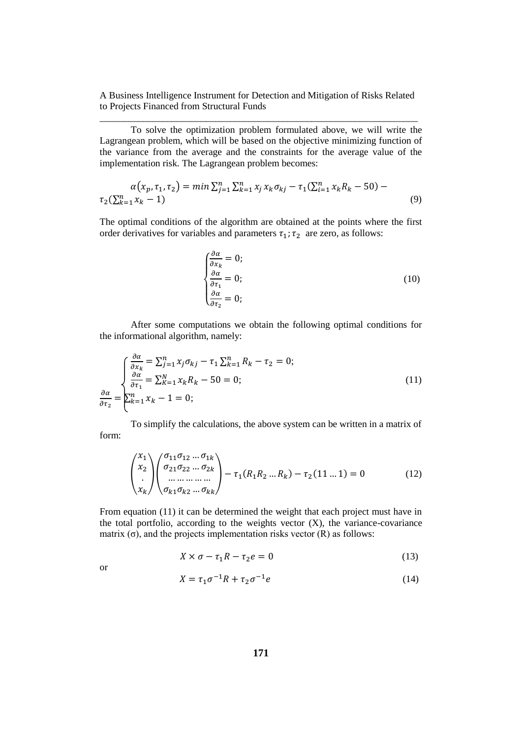To solve the optimization problem formulated above, we will write the Lagrangean problem, which will be based on the objective minimizing function of the variance from the average and the constraints for the average value of the implementation risk. The Lagrangean problem becomes:

$$\alpha(x_p, \tau_1, \tau_2) = min \sum_{j=1}^{n} \sum_{k=1}^{n} x_j \, x_k \sigma_{kj} - \tau_1 (\sum_{i=1}^{n} x_k R_k - 50) - \tau_2 (\sum_{k=1}^{n} x_k - 1) \tag{9}$$

The optimal conditions of the algorithm are obtained at the points where the first order derivatives for variables and parameters $\tau_1; \tau_2$ are zero, as follows:

$$\begin{cases} \frac{\partial \alpha}{\partial x_k} = 0; \\ \frac{\partial \alpha}{\partial \tau_1} = 0; \\ \frac{\partial \alpha}{\partial \tau_2} = 0; \end{cases} \tag{10}$$

After some computations we obtain the following optimal conditions for the informational algorithm, namely:

$$\begin{cases} \frac{\partial \alpha}{\partial x_k} = \sum_{j=1}^{n} x_j \sigma_{kj} - \tau_1 \sum_{k=1}^{n} R_k - \tau_2 = 0; \\ \frac{\partial \alpha}{\partial \tau_1} = \sum_{K=1}^{N} x_k R_k - 50 = 0; \\ \frac{\partial \alpha}{\partial \tau_2} = \sum_{k=1}^{n} x_k - 1 = 0; \end{cases} \tag{11}$$

To simplify the calculations, the above system can be written in a matrix of form:

$$\begin{pmatrix} x_1 \\ x_2 \\ . \\ x_k \end{pmatrix} \begin{pmatrix} \sigma_{11}\sigma_{12} \ldots \sigma_{1k} \\ \sigma_{21}\sigma_{22} \ldots \sigma_{2k} \\ \ldots \ldots \ldots \ldots \\ \sigma_{k1}\sigma_{k2} \ldots \sigma_{kk} \end{pmatrix} - \tau_1 (R_1 R_2 \ldots R_k) - \tau_2 (11 \ldots 1) = 0 \tag{12}$$

From equation (11) it can be determined the weight that each project must have in the total portfolio, according to the weights vector (X), the variance-covariance matrix (σ), and the projects implementation risks vector (R) as follows:

$$X \times \sigma - \tau_1 R - \tau_2 e = 0 \tag{13}$$

or

$$X = \tau_1 \sigma^{-1} R + \tau_2 \sigma^{-1} e \tag{14}$$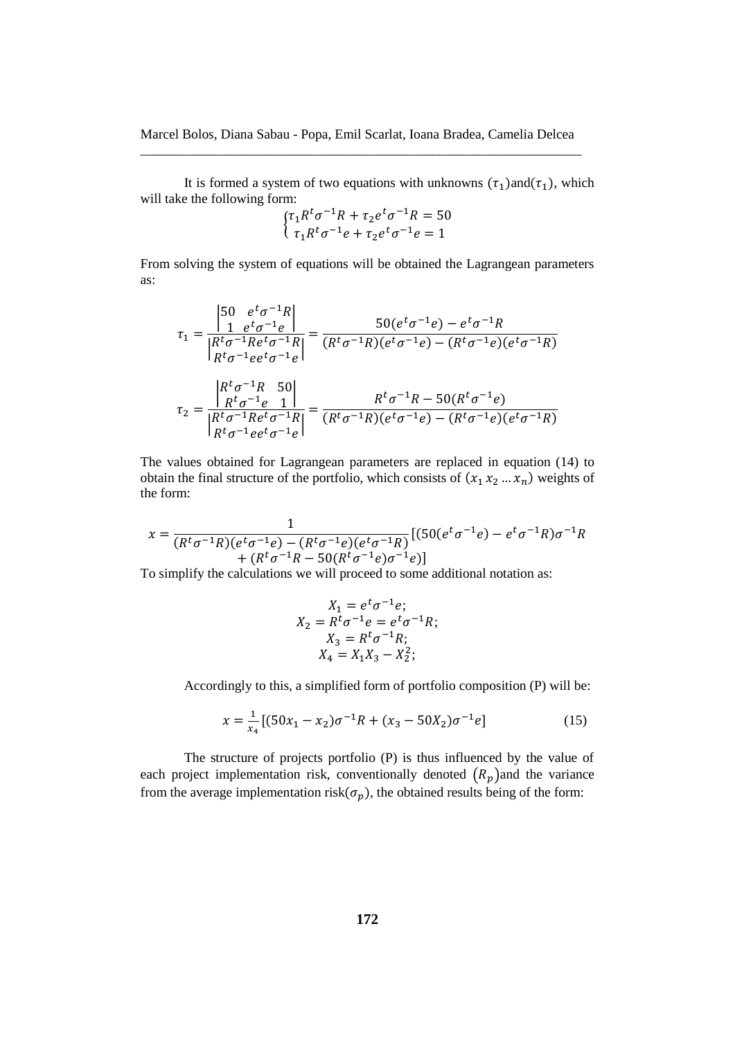It is formed a system of two equations with unknowns $(\tau_1)$and$(\tau_1)$, which will take the following form:

$$\begin{cases} \tau_1 R^t \sigma^{-1} R + \tau_2 e^t \sigma^{-1} R = 50 \\ \tau_1 R^t \sigma^{-1} e + \tau_2 e^t \sigma^{-1} e = 1 \end{cases}$$

From solving the system of equations will be obtained the Lagrangean parameters as:

$$\tau_1 = \frac{\begin{vmatrix} 50 & e^t \sigma^{-1} R \\ 1 & e^t \sigma^{-1} e \end{vmatrix}}{\begin{vmatrix} R^t \sigma^{-1} R e^t \sigma^{-1} R \\ R^t \sigma^{-1} e e^t \sigma^{-1} e \end{vmatrix}} = \frac{50(e^t \sigma^{-1} e) - e^t \sigma^{-1} R}{(R^t \sigma^{-1} R)(e^t \sigma^{-1} e) - (R^t \sigma^{-1} e)(e^t \sigma^{-1} R)}$$

$$\tau_2 = \frac{\begin{vmatrix} R^t \sigma^{-1} R & 50 \\ R^t \sigma^{-1} e & 1 \end{vmatrix}}{\begin{vmatrix} R^t \sigma^{-1} R e^t \sigma^{-1} R \\ R^t \sigma^{-1} e e^t \sigma^{-1} e \end{vmatrix}} = \frac{R^t \sigma^{-1} R - 50(R^t \sigma^{-1} e)}{(R^t \sigma^{-1} R)(e^t \sigma^{-1} e) - (R^t \sigma^{-1} e)(e^t \sigma^{-1} R)}$$

The values obtained for Lagrangean parameters are replaced in equation (14) to obtain the final structure of the portfolio, which consists of $(x_1\, x_2 \ldots x_n)$ weights of the form:

$$x = \frac{1}{(R^t \sigma^{-1} R)(e^t \sigma^{-1} e) - (R^t \sigma^{-1} e)(e^t \sigma^{-1} R)} [(50(e^t \sigma^{-1} e) - e^t \sigma^{-1} R) \sigma^{-1} R + (R^t \sigma^{-1} R - 50(R^t \sigma^{-1} e) \sigma^{-1} e)]$$

To simplify the calculations we will proceed to some additional notation as:

$$X_1 = e^t \sigma^{-1} e;$$
$$X_2 = R^t \sigma^{-1} e = e^t \sigma^{-1} R;$$
$$X_3 = R^t \sigma^{-1} R;$$
$$X_4 = X_1 X_3 - X_2^2;$$

Accordingly to this, a simplified form of portfolio composition (P) will be:

$$x = \frac{1}{x_4} [(50 x_1 - x_2) \sigma^{-1} R + (x_3 - 50 X_2) \sigma^{-1} e] \qquad (15)$$

The structure of projects portfolio (P) is thus influenced by the value of each project implementation risk, conventionally denoted $(R_p)$and the variance from the average implementation risk$(\sigma_p)$, the obtained results being of the form: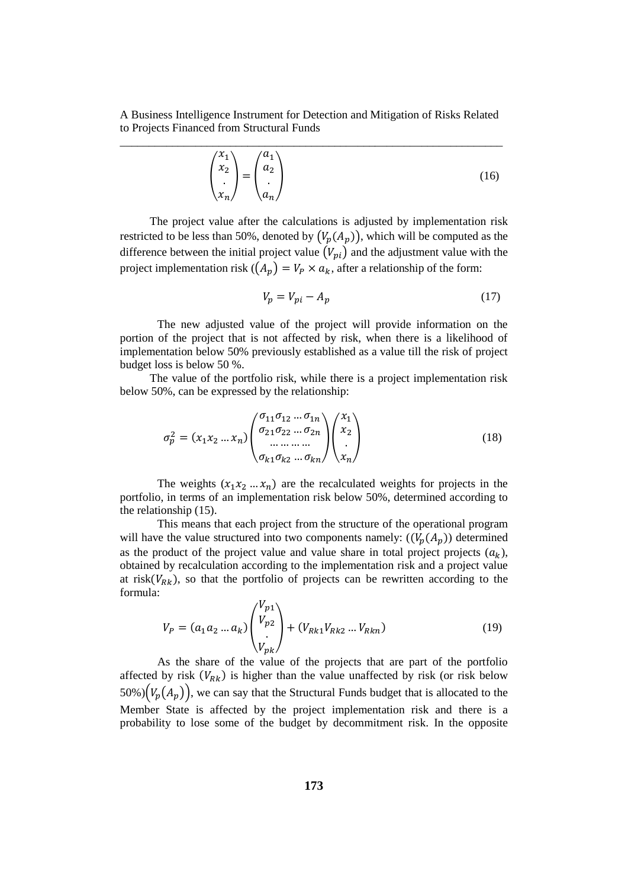$$\begin{pmatrix} x_1 \\ x_2 \\ . \\ x_n \end{pmatrix} = \begin{pmatrix} a_1 \\ a_2 \\ . \\ a_n \end{pmatrix} \tag{16}$$

The project value after the calculations is adjusted by implementation risk restricted to be less than 50%, denoted by $(V_p(A_p))$, which will be computed as the difference between the initial project value $(V_{pi})$ and the adjustment value with the project implementation risk $((A_p) = V_P \times a_k$, after a relationship of the form:

$$V_p = V_{pi} - A_p \tag{17}$$

The new adjusted value of the project will provide information on the portion of the project that is not affected by risk, when there is a likelihood of implementation below 50% previously established as a value till the risk of project budget loss is below 50 %.

The value of the portfolio risk, while there is a project implementation risk below 50%, can be expressed by the relationship:

$$\sigma_p^2 = (x_1 x_2 \ldots x_n) \begin{pmatrix} \sigma_{11}\sigma_{12} \ldots \sigma_{1n} \\ \sigma_{21}\sigma_{22} \ldots \sigma_{2n} \\ \ldots \ldots \ldots \ldots \\ \sigma_{k1}\sigma_{k2} \ldots \sigma_{kn} \end{pmatrix} \begin{pmatrix} x_1 \\ x_2 \\ . \\ x_n \end{pmatrix} \tag{18}$$

The weights $(x_1 x_2 \ldots x_n)$ are the recalculated weights for projects in the portfolio, in terms of an implementation risk below 50%, determined according to the relationship (15).

This means that each project from the structure of the operational program will have the value structured into two components namely: $((V_p(A_p))$ determined as the product of the project value and value share in total project projects $(a_k)$, obtained by recalculation according to the implementation risk and a project value at risk$(V_{Rk})$, so that the portfolio of projects can be rewritten according to the formula:

$$V_P = (a_1 a_2 \ldots a_k) \begin{pmatrix} V_{p1} \\ V_{p2} \\ . \\ V_{pk} \end{pmatrix} + (V_{Rk1} V_{Rk2} \ldots V_{Rkn}) \tag{19}$$

As the share of the value of the projects that are part of the portfolio affected by risk $(V_{Rk})$ is higher than the value unaffected by risk (or risk below 50%)$\left(V_p(A_p)\right)$, we can say that the Structural Funds budget that is allocated to the Member State is affected by the project implementation risk and there is a probability to lose some of the budget by decommitment risk. In the opposite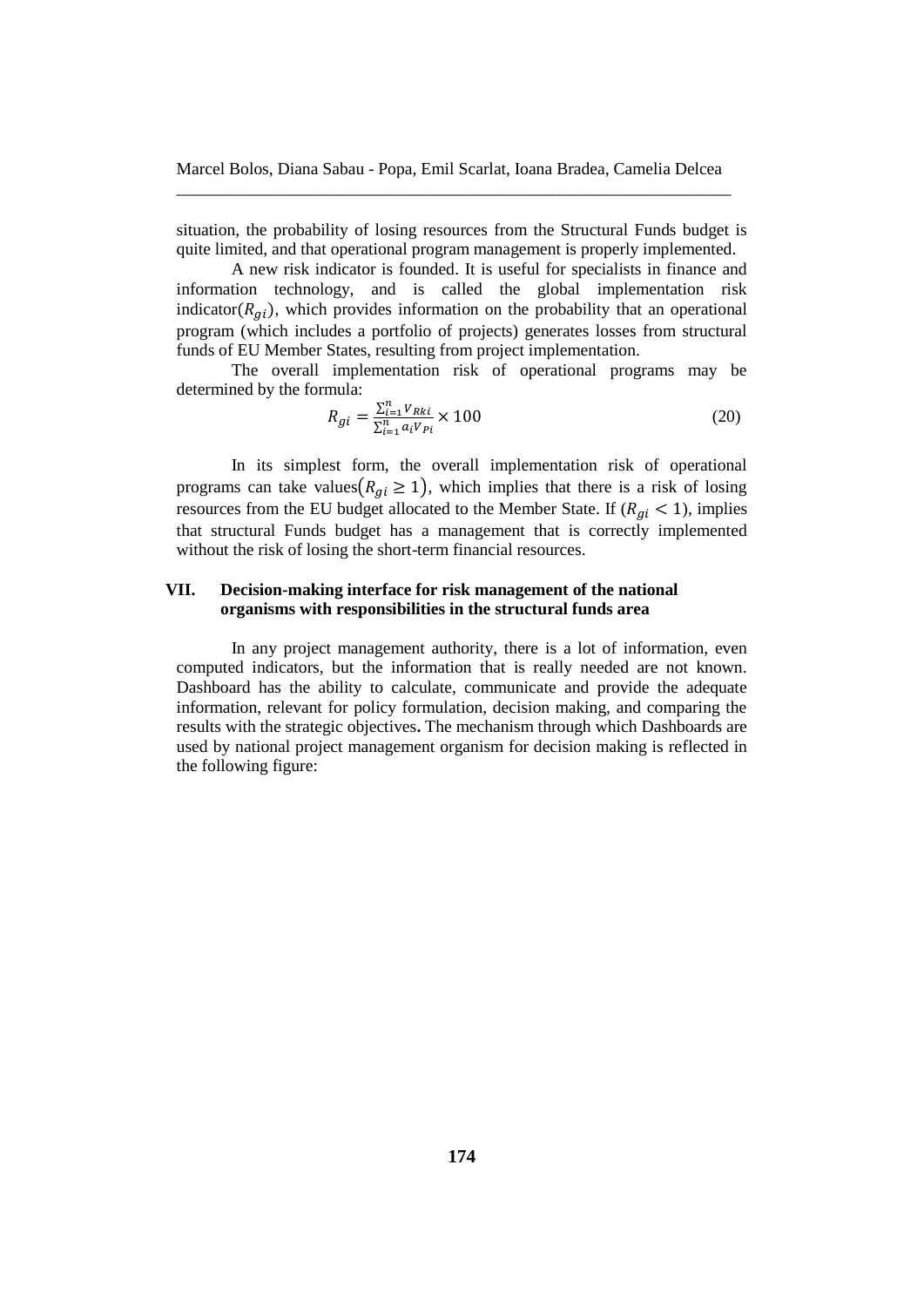situation, the probability of losing resources from the Structural Funds budget is quite limited, and that operational program management is properly implemented.

A new risk indicator is founded. It is useful for specialists in finance and information technology, and is called the global implementation risk indicator($R_{gi}$), which provides information on the probability that an operational program (which includes a portfolio of projects) generates losses from structural funds of EU Member States, resulting from project implementation.

The overall implementation risk of operational programs may be determined by the formula:

$$R_{gi} = \frac{\sum_{i=1}^{n} V_{Rki}}{\sum_{i=1}^{n} a_i V_{Pi}} \times 100 \tag{20}$$

In its simplest form, the overall implementation risk of operational programs can take values$\left(R_{gi} \geq 1\right)$, which implies that there is a risk of losing resources from the EU budget allocated to the Member State. If ($R_{gi} < 1$), implies that structural Funds budget has a management that is correctly implemented without the risk of losing the short-term financial resources.

## VII. Decision-making interface for risk management of the national organisms with responsibilities in the structural funds area

In any project management authority, there is a lot of information, even computed indicators, but the information that is really needed are not known. Dashboard has the ability to calculate, communicate and provide the adequate information, relevant for policy formulation, decision making, and comparing the results with the strategic objectives**.** The mechanism through which Dashboards are used by national project management organism for decision making is reflected in the following figure: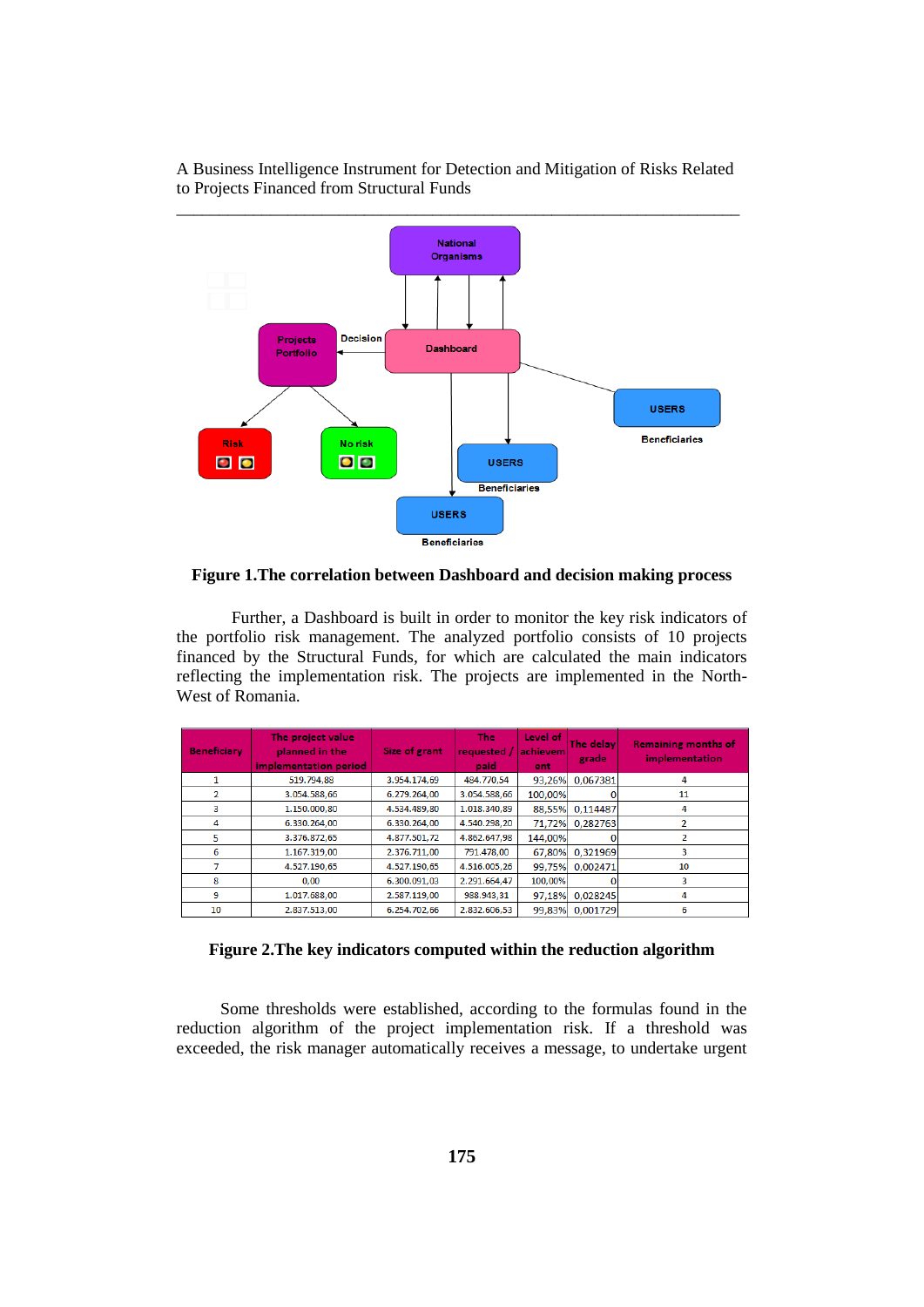**Figure 1.The correlation between Dashboard and decision making process**

Further, a Dashboard is built in order to monitor the key risk indicators of the portfolio risk management. The analyzed portfolio consists of 10 projects financed by the Structural Funds, for which are calculated the main indicators reflecting the implementation risk. The projects are implemented in the North-West of Romania.

| Beneficiary | The project value planned in the implementation period | Size of grant | The requested / paid | Level of achievement | The delay grade | Remaining months of implementation |
|---|---|---|---|---|---|---|
| 1 | 519.794,88 | 3.954.174,69 | 484.770,54 | 93,26% | 0,067381 | 4 |
| 2 | 3.054.588,66 | 6.279.264,00 | 3.054.588,66 | 100,00% | 0 | 11 |
| 3 | 1.150.000,80 | 4.534.489,80 | 1.018.340,89 | 88,55% | 0,114487 | 4 |
| 4 | 6.330.264,00 | 6.330.264,00 | 4.540.298,20 | 71,72% | 0,282763 | 2 |
| 5 | 3.376.872,65 | 4.877.501,72 | 4.862.647,98 | 144,00% | 0 | 2 |
| 6 | 1.167.319,00 | 2.376.711,00 | 791.478,00 | 67,80% | 0,321969 | 3 |
| 7 | 4.527.190,65 | 4.527.190,65 | 4.516.005,26 | 99,75% | 0,002471 | 10 |
| 8 | 0,00 | 6.300.091,03 | 2.291.664,47 | 100,00% | 0 | 3 |
| 9 | 1.017.688,00 | 2.587.119,00 | 988.943,31 | 97,18% | 0,028245 | 4 |
| 10 | 2.837.513,00 | 6.254.702,66 | 2.832.606,53 | 99,83% | 0,001729 | 6 |

**Figure 2.The key indicators computed within the reduction algorithm**

Some thresholds were established, according to the formulas found in the reduction algorithm of the project implementation risk. If a threshold was exceeded, the risk manager automatically receives a message, to undertake urgent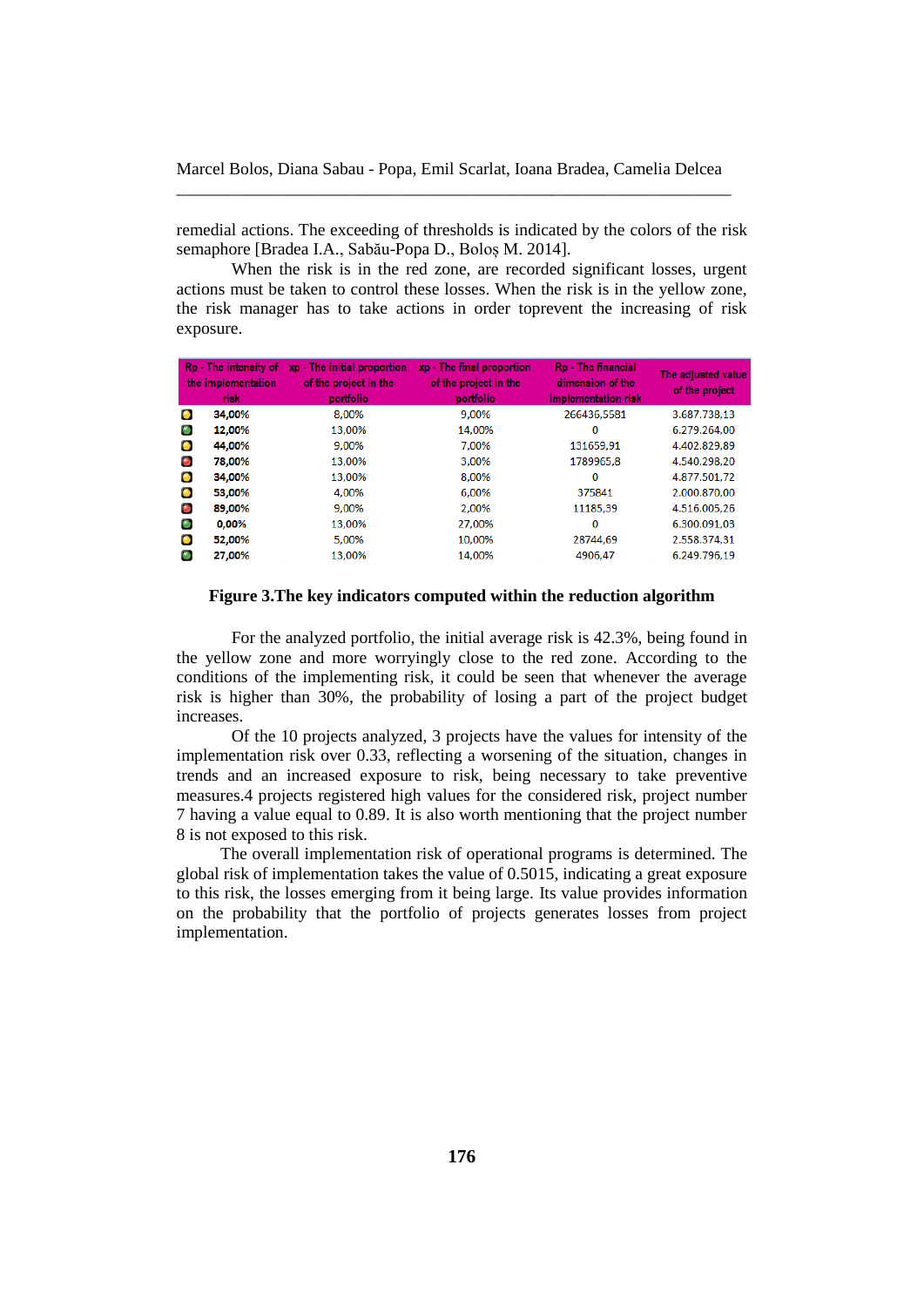remedial actions. The exceeding of thresholds is indicated by the colors of the risk semaphore [Bradea I.A., Sabău-Popa D., Boloș M. 2014].

When the risk is in the red zone, are recorded significant losses, urgent actions must be taken to control these losses. When the risk is in the yellow zone, the risk manager has to take actions in order toprevent the increasing of risk exposure.

| | Rp - The intensity of the implementation risk | xp - The initial proportion of the project in the portfolio | xp - The final proportion of the project in the portfolio | Rp - The financial dimension of the implementation risk | The adjusted value of the project |
|---|---|---|---|---|---|
| | 34,00% | 8,00% | 9,00% | 266436,5581 | 3.687.738,13 |
| | 12,00% | 13,00% | 14,00% | 0 | 6.279.264,00 |
| | 44,00% | 9,00% | 7,00% | 131659,91 | 4.402.829,89 |
| | 78,00% | 13,00% | 3,00% | 1789965,8 | 4.540.298,20 |
| | 34,00% | 13,00% | 8,00% | 0 | 4.877.501,72 |
| | 53,00% | 4,00% | 6,00% | 375841 | 2.000.870,00 |
| | 89,00% | 9,00% | 2,00% | 11185,39 | 4.516.005,26 |
| | 0,00% | 13,00% | 27,00% | 0 | 6.300.091,03 |
| | 52,00% | 5,00% | 10,00% | 28744,69 | 2.558.374,31 |
| | 27,00% | 13,00% | 14,00% | 4906,47 | 6.249.796,19 |

**Figure 3.The key indicators computed within the reduction algorithm**

For the analyzed portfolio, the initial average risk is 42.3%, being found in the yellow zone and more worryingly close to the red zone. According to the conditions of the implementing risk, it could be seen that whenever the average risk is higher than 30%, the probability of losing a part of the project budget increases.

Of the 10 projects analyzed, 3 projects have the values for intensity of the implementation risk over 0.33, reflecting a worsening of the situation, changes in trends and an increased exposure to risk, being necessary to take preventive measures.4 projects registered high values for the considered risk, project number 7 having a value equal to 0.89. It is also worth mentioning that the project number 8 is not exposed to this risk.

The overall implementation risk of operational programs is determined. The global risk of implementation takes the value of 0.5015, indicating a great exposure to this risk, the losses emerging from it being large. Its value provides information on the probability that the portfolio of projects generates losses from project implementation.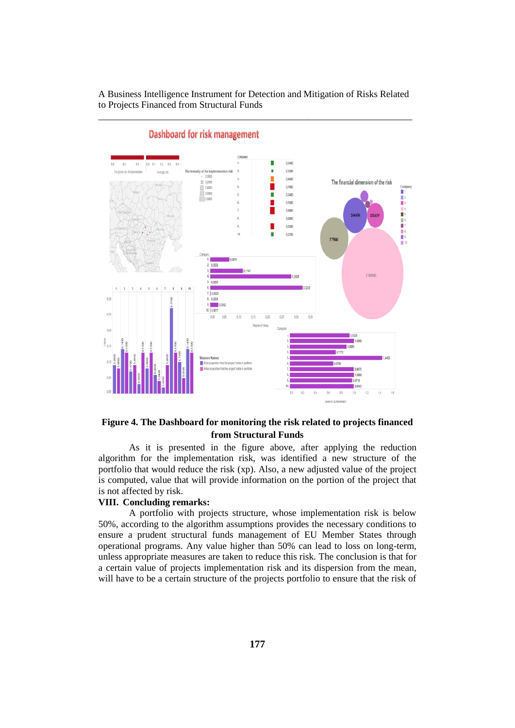**Figure 4. The Dashboard for monitoring the risk related to projects financed from Structural Funds**

As it is presented in the figure above, after applying the reduction algorithm for the implementation risk, was identified a new structure of the portfolio that would reduce the risk (xp). Also, a new adjusted value of the project is computed, value that will provide information on the portion of the project that is not affected by risk.

## VIII. Concluding remarks:

A portfolio with projects structure, whose implementation risk is below 50%, according to the algorithm assumptions provides the necessary conditions to ensure a prudent structural funds management of EU Member States through operational programs. Any value higher than 50% can lead to loss on long-term, unless appropriate measures are taken to reduce this risk. The conclusion is that for a certain value of projects implementation risk and its dispersion from the mean, will have to be a certain structure of the projects portfolio to ensure that the risk of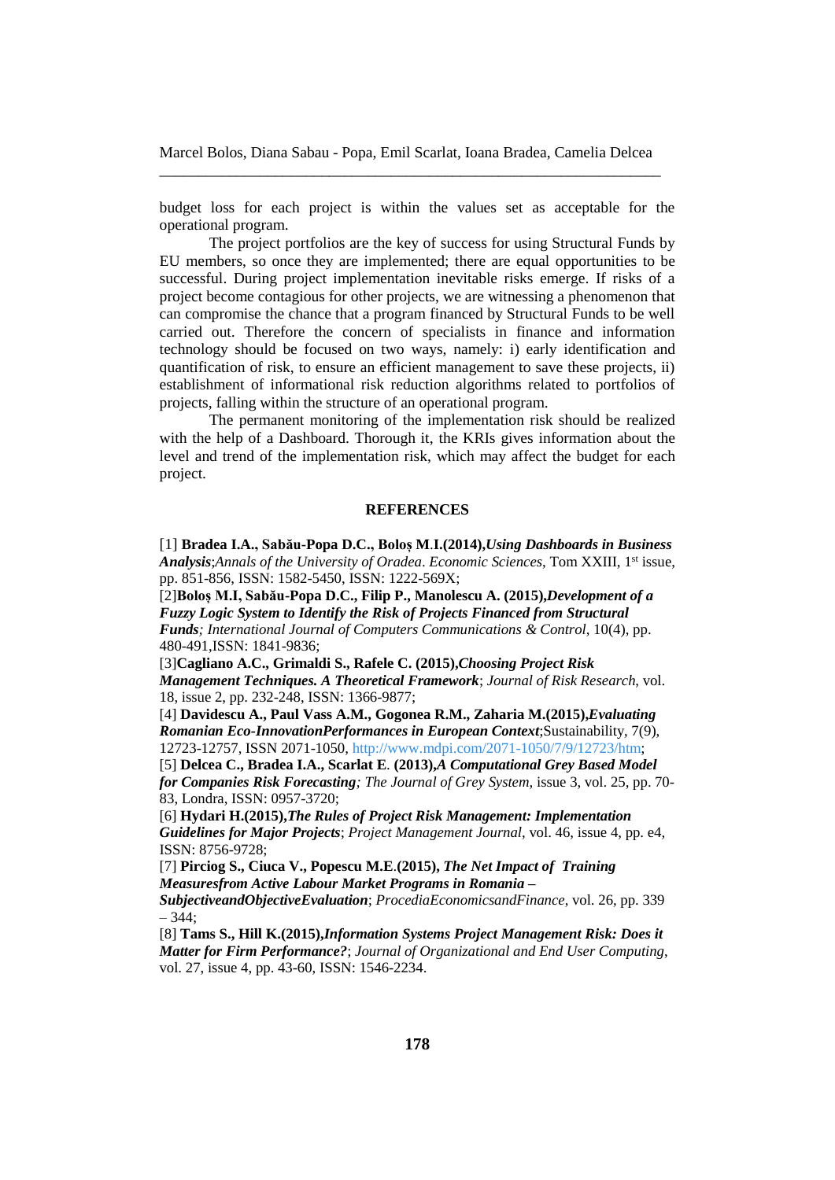budget loss for each project is within the values set as acceptable for the operational program.

The project portfolios are the key of success for using Structural Funds by EU members, so once they are implemented; there are equal opportunities to be successful. During project implementation inevitable risks emerge. If risks of a project become contagious for other projects, we are witnessing a phenomenon that can compromise the chance that a program financed by Structural Funds to be well carried out. Therefore the concern of specialists in finance and information technology should be focused on two ways, namely: i) early identification and quantification of risk, to ensure an efficient management to save these projects, ii) establishment of informational risk reduction algorithms related to portfolios of projects, falling within the structure of an operational program.

The permanent monitoring of the implementation risk should be realized with the help of a Dashboard. Thorough it, the KRIs gives information about the level and trend of the implementation risk, which may affect the budget for each project.

## REFERENCES

[1] **Bradea I.A., Sabău-Popa D.C., Boloș M.I.(2014),*Using Dashboards in Business Analysis***;*Annals of the University of Oradea*. *Economic Sciences*, Tom XXIII, 1st issue, pp. 851-856, ISSN: 1582-5450, ISSN: 1222-569X;

[2]**Boloș M.I, Sabău-Popa D.C., Filip P., Manolescu A. (2015),*Development of a Fuzzy Logic System to Identify the Risk of Projects Financed from Structural Funds***; *International Journal of Computers Communications & Control*, 10(4), pp. 480-491,ISSN: 1841-9836;

[3]**Cagliano A.C., Grimaldi S., Rafele C. (2015),*Choosing Project Risk Management Techniques. A Theoretical Framework***; *Journal of Risk Research*, vol. 18, issue 2, pp. 232-248, ISSN: 1366-9877;

[4] **Davidescu A., Paul Vass A.M., Gogonea R.M., Zaharia M.(2015),*Evaluating Romanian Eco-InnovationPerformances in European Context***;Sustainability, 7(9), 12723-12757, ISSN 2071-1050, http://www.mdpi.com/2071-1050/7/9/12723/htm;

[5] **Delcea C., Bradea I.A., Scarlat E. (2013),*A Computational Grey Based Model for Companies Risk Forecasting***; *The Journal of Grey System*, issue 3, vol. 25, pp. 70-83, Londra, ISSN: 0957-3720;

[6] **Hydari H.(2015),*The Rules of Project Risk Management: Implementation Guidelines for Major Projects***; *Project Management Journal*, vol. 46, issue 4, pp. e4, ISSN: 8756-9728;

[7] **Pirciog S., Ciuca V., Popescu M.E.(2015), *The Net Impact of Training Measuresfrom Active Labour Market Programs in Romania – SubjectiveandObjectiveEvaluation***; *ProcediaEconomicsandFinance*, vol. 26, pp. 339 – 344;

[8] **Tams S., Hill K.(2015),*Information Systems Project Management Risk: Does it Matter for Firm Performance?***; *Journal of Organizational and End User Computing*, vol. 27, issue 4, pp. 43-60, ISSN: 1546-2234.